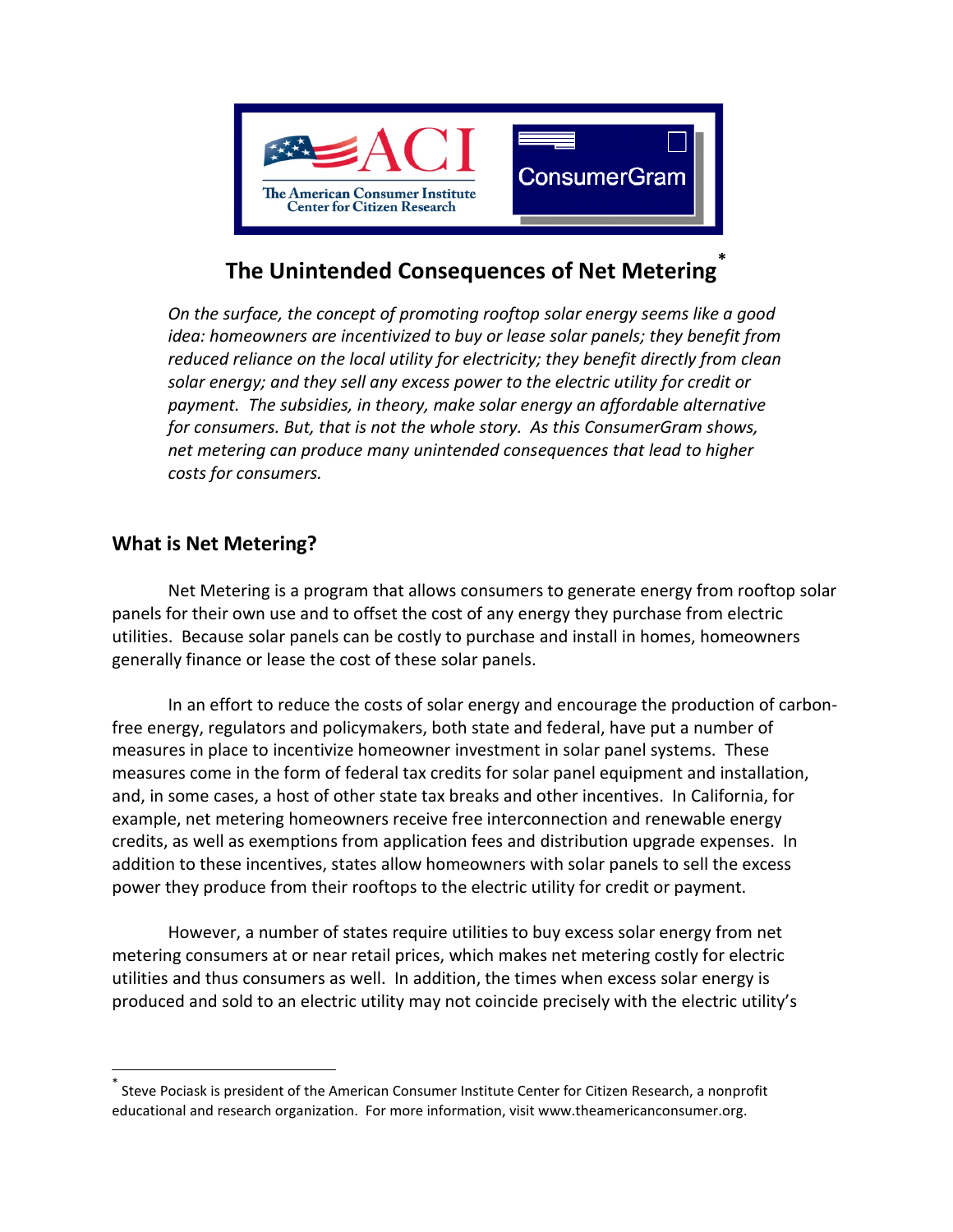ACI The American Consumer Institute Center for Citizen Research

ConsumerGram

# The Unintended Consequences of Net Metering*

*On the surface, the concept of promoting rooftop solar energy seems like a good idea: homeowners are incentivized to buy or lease solar panels; they benefit from reduced reliance on the local utility for electricity; they benefit directly from clean solar energy; and they sell any excess power to the electric utility for credit or payment. The subsidies, in theory, make solar energy an affordable alternative for consumers. But, that is not the whole story. As this ConsumerGram shows, net metering can produce many unintended consequences that lead to higher costs for consumers.*

## What is Net Metering?

Net Metering is a program that allows consumers to generate energy from rooftop solar panels for their own use and to offset the cost of any energy they purchase from electric utilities. Because solar panels can be costly to purchase and install in homes, homeowners generally finance or lease the cost of these solar panels.

In an effort to reduce the costs of solar energy and encourage the production of carbon-free energy, regulators and policymakers, both state and federal, have put a number of measures in place to incentivize homeowner investment in solar panel systems. These measures come in the form of federal tax credits for solar panel equipment and installation, and, in some cases, a host of other state tax breaks and other incentives. In California, for example, net metering homeowners receive free interconnection and renewable energy credits, as well as exemptions from application fees and distribution upgrade expenses. In addition to these incentives, states allow homeowners with solar panels to sell the excess power they produce from their rooftops to the electric utility for credit or payment.

However, a number of states require utilities to buy excess solar energy from net metering consumers at or near retail prices, which makes net metering costly for electric utilities and thus consumers as well. In addition, the times when excess solar energy is produced and sold to an electric utility may not coincide precisely with the electric utility's

* Steve Pociask is president of the American Consumer Institute Center for Citizen Research, a nonprofit educational and research organization. For more information, visit www.theamericanconsumer.org.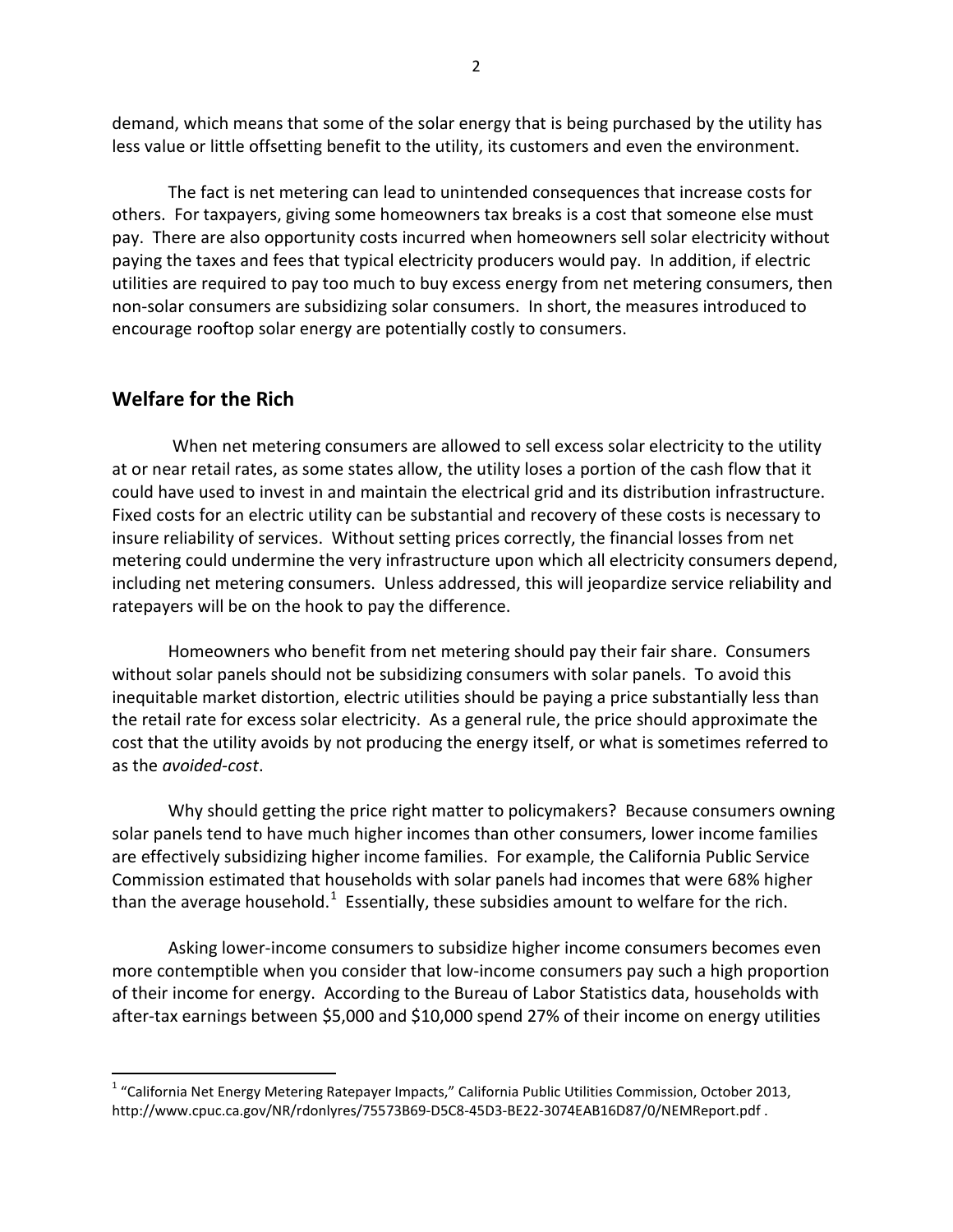demand, which means that some of the solar energy that is being purchased by the utility has less value or little offsetting benefit to the utility, its customers and even the environment.

The fact is net metering can lead to unintended consequences that increase costs for others. For taxpayers, giving some homeowners tax breaks is a cost that someone else must pay. There are also opportunity costs incurred when homeowners sell solar electricity without paying the taxes and fees that typical electricity producers would pay. In addition, if electric utilities are required to pay too much to buy excess energy from net metering consumers, then non-solar consumers are subsidizing solar consumers. In short, the measures introduced to encourage rooftop solar energy are potentially costly to consumers.

## Welfare for the Rich

When net metering consumers are allowed to sell excess solar electricity to the utility at or near retail rates, as some states allow, the utility loses a portion of the cash flow that it could have used to invest in and maintain the electrical grid and its distribution infrastructure. Fixed costs for an electric utility can be substantial and recovery of these costs is necessary to insure reliability of services. Without setting prices correctly, the financial losses from net metering could undermine the very infrastructure upon which all electricity consumers depend, including net metering consumers. Unless addressed, this will jeopardize service reliability and ratepayers will be on the hook to pay the difference.

Homeowners who benefit from net metering should pay their fair share. Consumers without solar panels should not be subsidizing consumers with solar panels. To avoid this inequitable market distortion, electric utilities should be paying a price substantially less than the retail rate for excess solar electricity. As a general rule, the price should approximate the cost that the utility avoids by not producing the energy itself, or what is sometimes referred to as the *avoided-cost*.

Why should getting the price right matter to policymakers? Because consumers owning solar panels tend to have much higher incomes than other consumers, lower income families are effectively subsidizing higher income families. For example, the California Public Service Commission estimated that households with solar panels had incomes that were 68% higher than the average household.[1] Essentially, these subsidies amount to welfare for the rich.

Asking lower-income consumers to subsidize higher income consumers becomes even more contemptible when you consider that low-income consumers pay such a high proportion of their income for energy. According to the Bureau of Labor Statistics data, households with after-tax earnings between $5,000 and $10,000 spend 27% of their income on energy utilities

[1] "California Net Energy Metering Ratepayer Impacts," California Public Utilities Commission, October 2013, http://www.cpuc.ca.gov/NR/rdonlyres/75573B69-D5C8-45D3-BE22-3074EAB16D87/0/NEMReport.pdf .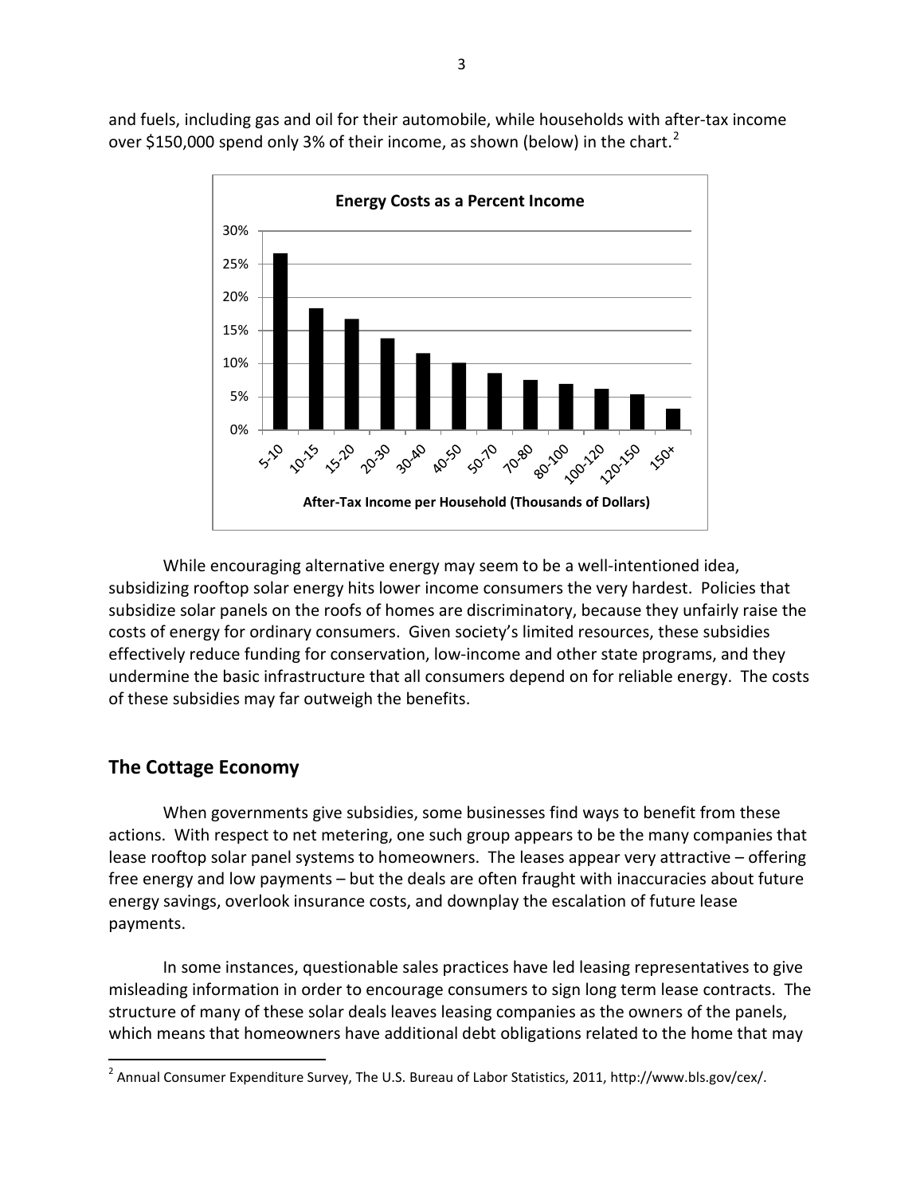and fuels, including gas and oil for their automobile, while households with after-tax income over $150,000 spend only 3% of their income, as shown (below) in the chart.[2]

**Energy Costs as a Percent Income**

After-Tax Income per Household (Thousands of Dollars)

While encouraging alternative energy may seem to be a well-intentioned idea, subsidizing rooftop solar energy hits lower income consumers the very hardest. Policies that subsidize solar panels on the roofs of homes are discriminatory, because they unfairly raise the costs of energy for ordinary consumers. Given society's limited resources, these subsidies effectively reduce funding for conservation, low-income and other state programs, and they undermine the basic infrastructure that all consumers depend on for reliable energy. The costs of these subsidies may far outweigh the benefits.

## The Cottage Economy

When governments give subsidies, some businesses find ways to benefit from these actions. With respect to net metering, one such group appears to be the many companies that lease rooftop solar panel systems to homeowners. The leases appear very attractive – offering free energy and low payments – but the deals are often fraught with inaccuracies about future energy savings, overlook insurance costs, and downplay the escalation of future lease payments.

In some instances, questionable sales practices have led leasing representatives to give misleading information in order to encourage consumers to sign long term lease contracts. The structure of many of these solar deals leaves leasing companies as the owners of the panels, which means that homeowners have additional debt obligations related to the home that may

[2] Annual Consumer Expenditure Survey, The U.S. Bureau of Labor Statistics, 2011, http://www.bls.gov/cex/.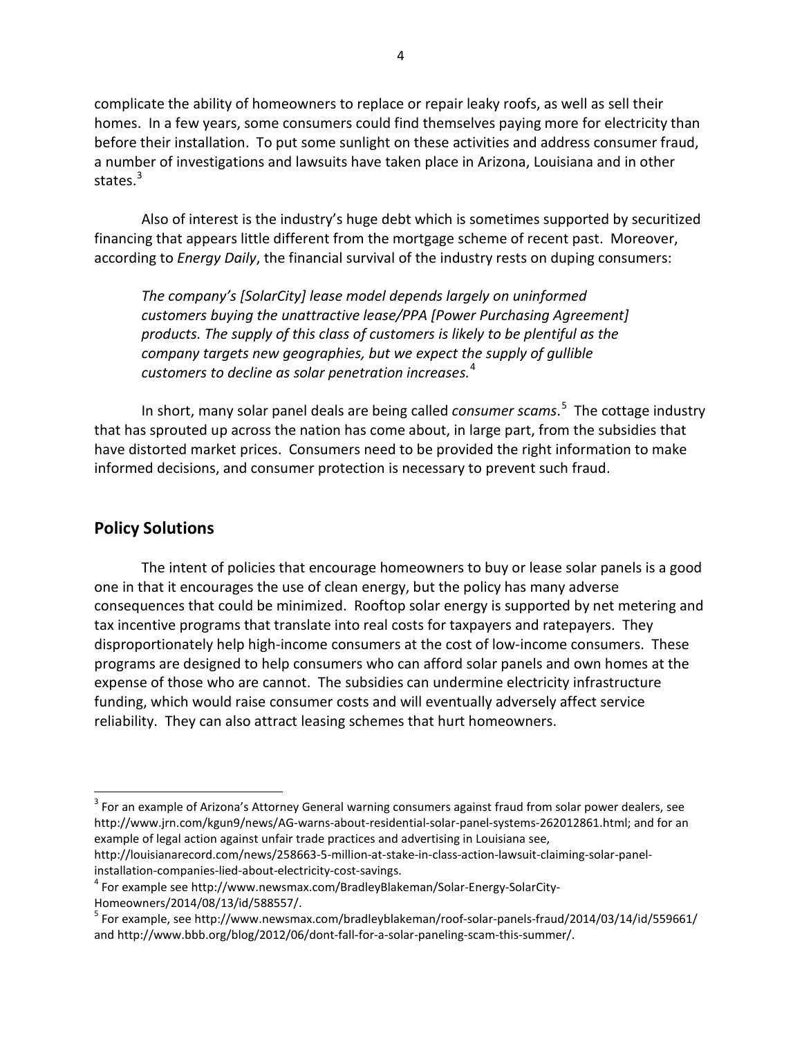complicate the ability of homeowners to replace or repair leaky roofs, as well as sell their homes. In a few years, some consumers could find themselves paying more for electricity than before their installation. To put some sunlight on these activities and address consumer fraud, a number of investigations and lawsuits have taken place in Arizona, Louisiana and in other states.[3]

Also of interest is the industry's huge debt which is sometimes supported by securitized financing that appears little different from the mortgage scheme of recent past. Moreover, according to *Energy Daily*, the financial survival of the industry rests on duping consumers:

> *The company's [SolarCity] lease model depends largely on uninformed customers buying the unattractive lease/PPA [Power Purchasing Agreement] products. The supply of this class of customers is likely to be plentiful as the company targets new geographies, but we expect the supply of gullible customers to decline as solar penetration increases.*[4]

In short, many solar panel deals are being called *consumer scams*.[5] The cottage industry that has sprouted up across the nation has come about, in large part, from the subsidies that have distorted market prices. Consumers need to be provided the right information to make informed decisions, and consumer protection is necessary to prevent such fraud.

## Policy Solutions

The intent of policies that encourage homeowners to buy or lease solar panels is a good one in that it encourages the use of clean energy, but the policy has many adverse consequences that could be minimized. Rooftop solar energy is supported by net metering and tax incentive programs that translate into real costs for taxpayers and ratepayers. They disproportionately help high-income consumers at the cost of low-income consumers. These programs are designed to help consumers who can afford solar panels and own homes at the expense of those who are cannot. The subsidies can undermine electricity infrastructure funding, which would raise consumer costs and will eventually adversely affect service reliability. They can also attract leasing schemes that hurt homeowners.

---

[3] For an example of Arizona's Attorney General warning consumers against fraud from solar power dealers, see http://www.jrn.com/kgun9/news/AG-warns-about-residential-solar-panel-systems-262012861.html; and for an example of legal action against unfair trade practices and advertising in Louisiana see, http://louisianarecord.com/news/258663-5-million-at-stake-in-class-action-lawsuit-claiming-solar-panel-installation-companies-lied-about-electricity-cost-savings.

[4] For example see http://www.newsmax.com/BradleyBlakeman/Solar-Energy-SolarCity-Homeowners/2014/08/13/id/588557/.

[5] For example, see http://www.newsmax.com/bradleyblakeman/roof-solar-panels-fraud/2014/03/14/id/559661/ and http://www.bbb.org/blog/2012/06/dont-fall-for-a-solar-paneling-scam-this-summer/.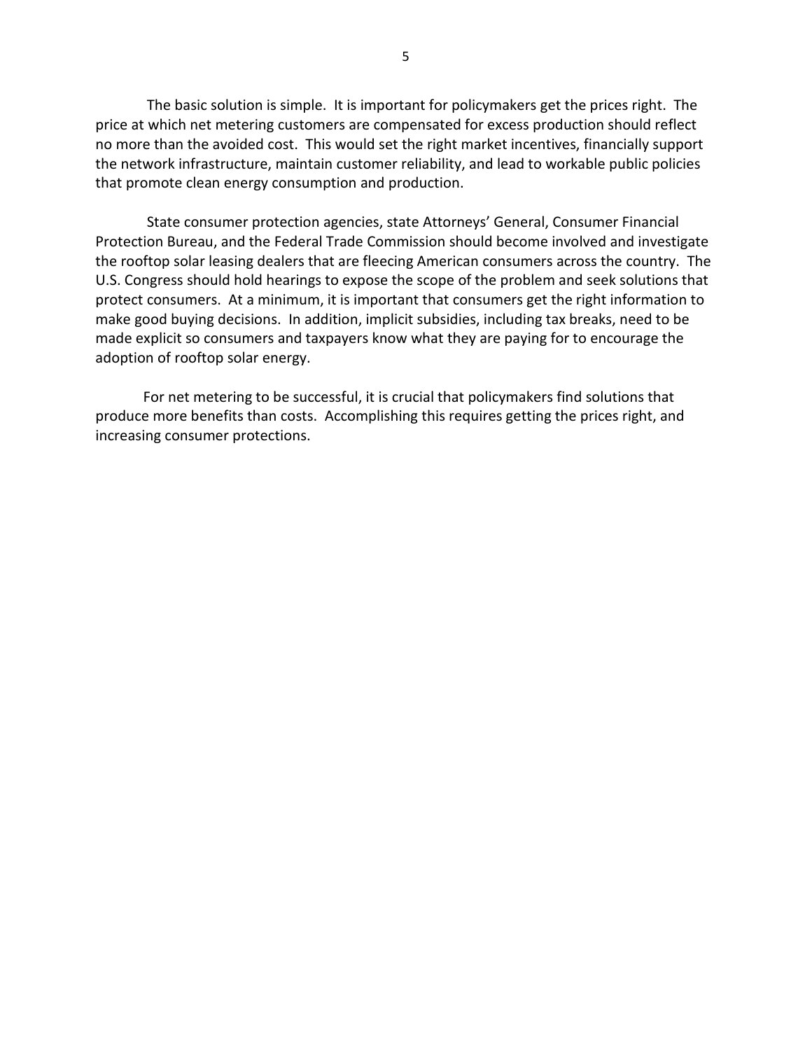The basic solution is simple. It is important for policymakers get the prices right. The price at which net metering customers are compensated for excess production should reflect no more than the avoided cost. This would set the right market incentives, financially support the network infrastructure, maintain customer reliability, and lead to workable public policies that promote clean energy consumption and production.

State consumer protection agencies, state Attorneys' General, Consumer Financial Protection Bureau, and the Federal Trade Commission should become involved and investigate the rooftop solar leasing dealers that are fleecing American consumers across the country. The U.S. Congress should hold hearings to expose the scope of the problem and seek solutions that protect consumers. At a minimum, it is important that consumers get the right information to make good buying decisions. In addition, implicit subsidies, including tax breaks, need to be made explicit so consumers and taxpayers know what they are paying for to encourage the adoption of rooftop solar energy.

For net metering to be successful, it is crucial that policymakers find solutions that produce more benefits than costs. Accomplishing this requires getting the prices right, and increasing consumer protections.